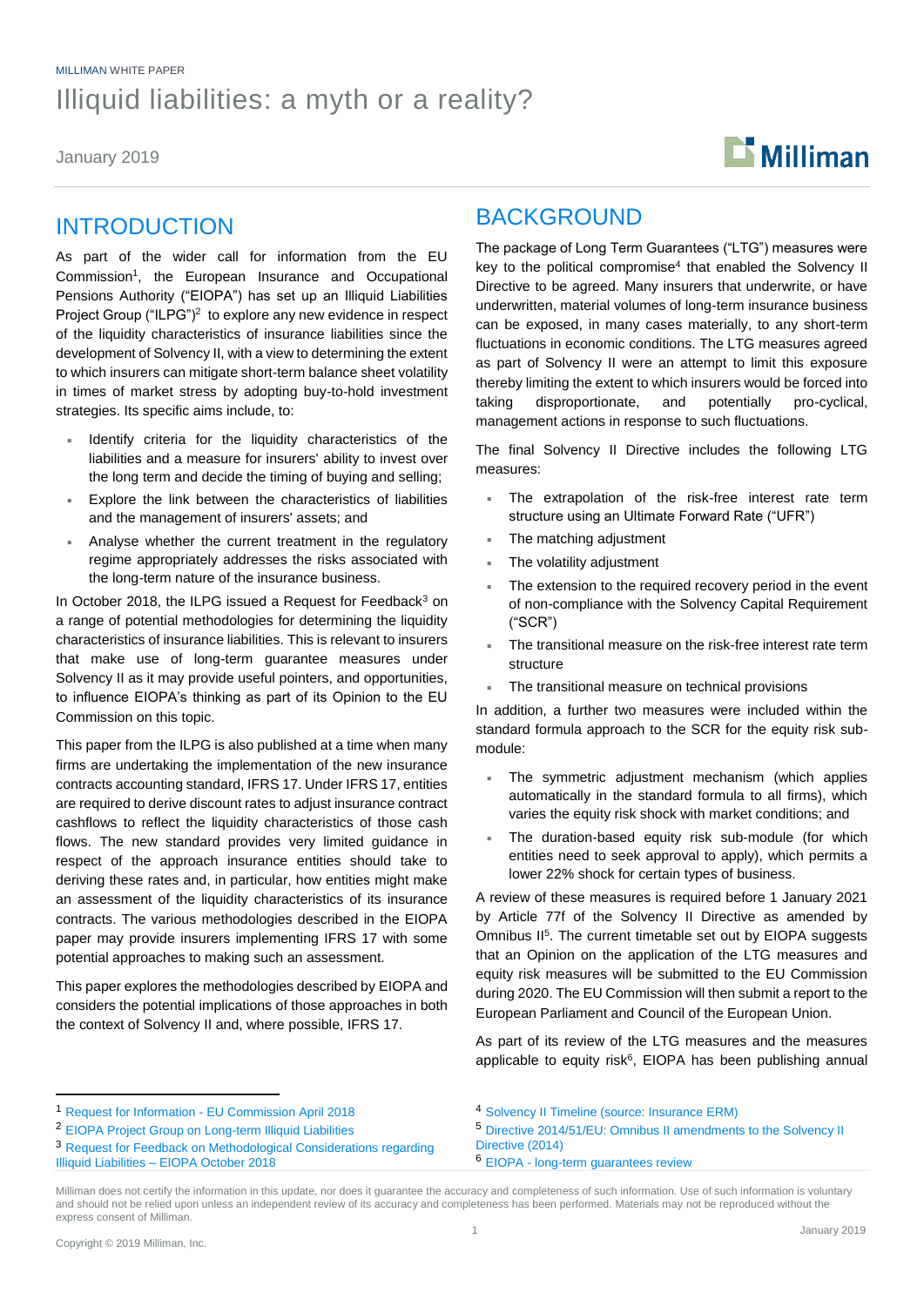MILLIMAN WHITE PAPER

# Illiquid liabilities: a myth or a reality?

January 2019

## INTRODUCTION

As part of the wider call for information from the EU Commission[1], the European Insurance and Occupational Pensions Authority ("EIOPA") has set up an Illiquid Liabilities Project Group ("ILPG")[2] to explore any new evidence in respect of the liquidity characteristics of insurance liabilities since the development of Solvency II, with a view to determining the extent to which insurers can mitigate short-term balance sheet volatility in times of market stress by adopting buy-to-hold investment strategies. Its specific aims include, to:

- Identify criteria for the liquidity characteristics of the liabilities and a measure for insurers' ability to invest over the long term and decide the timing of buying and selling;
- Explore the link between the characteristics of liabilities and the management of insurers' assets; and
- Analyse whether the current treatment in the regulatory regime appropriately addresses the risks associated with the long-term nature of the insurance business.

In October 2018, the ILPG issued a Request for Feedback[3] on a range of potential methodologies for determining the liquidity characteristics of insurance liabilities. This is relevant to insurers that make use of long-term guarantee measures under Solvency II as it may provide useful pointers, and opportunities, to influence EIOPA's thinking as part of its Opinion to the EU Commission on this topic.

This paper from the ILPG is also published at a time when many firms are undertaking the implementation of the new insurance contracts accounting standard, IFRS 17. Under IFRS 17, entities are required to derive discount rates to adjust insurance contract cashflows to reflect the liquidity characteristics of those cash flows. The new standard provides very limited guidance in respect of the approach insurance entities should take to deriving these rates and, in particular, how entities might make an assessment of the liquidity characteristics of its insurance contracts. The various methodologies described in the EIOPA paper may provide insurers implementing IFRS 17 with some potential approaches to making such an assessment.

This paper explores the methodologies described by EIOPA and considers the potential implications of those approaches in both the context of Solvency II and, where possible, IFRS 17.

## BACKGROUND

The package of Long Term Guarantees ("LTG") measures were key to the political compromise[4] that enabled the Solvency II Directive to be agreed. Many insurers that underwrite, or have underwritten, material volumes of long-term insurance business can be exposed, in many cases materially, to any short-term fluctuations in economic conditions. The LTG measures agreed as part of Solvency II were an attempt to limit this exposure thereby limiting the extent to which insurers would be forced into taking disproportionate, and potentially pro-cyclical, management actions in response to such fluctuations.

The final Solvency II Directive includes the following LTG measures:

- The extrapolation of the risk-free interest rate term structure using an Ultimate Forward Rate ("UFR")
- The matching adjustment
- The volatility adjustment
- The extension to the required recovery period in the event of non-compliance with the Solvency Capital Requirement ("SCR")
- The transitional measure on the risk-free interest rate term structure
- The transitional measure on technical provisions

In addition, a further two measures were included within the standard formula approach to the SCR for the equity risk sub-module:

- The symmetric adjustment mechanism (which applies automatically in the standard formula to all firms), which varies the equity risk shock with market conditions; and
- The duration-based equity risk sub-module (for which entities need to seek approval to apply), which permits a lower 22% shock for certain types of business.

A review of these measures is required before 1 January 2021 by Article 77f of the Solvency II Directive as amended by Omnibus II[5]. The current timetable set out by EIOPA suggests that an Opinion on the application of the LTG measures and equity risk measures will be submitted to the EU Commission during 2020. The EU Commission will then submit a report to the European Parliament and Council of the European Union.

As part of its review of the LTG measures and the measures applicable to equity risk[6], EIOPA has been publishing annual

---

[1] Request for Information - EU Commission April 2018

[2] EIOPA Project Group on Long-term Illiquid Liabilities

[3] Request for Feedback on Methodological Considerations regarding Illiquid Liabilities – EIOPA October 2018

[4] Solvency II Timeline (source: Insurance ERM)

[5] Directive 2014/51/EU: Omnibus II amendments to the Solvency II Directive (2014)

[6] EIOPA - long-term guarantees review

Milliman does not certify the information in this update, nor does it guarantee the accuracy and completeness of such information. Use of such information is voluntary and should not be relied upon unless an independent review of its accuracy and completeness has been performed. Materials may not be reproduced without the express consent of Milliman.

Copyright © 2019 Milliman, Inc.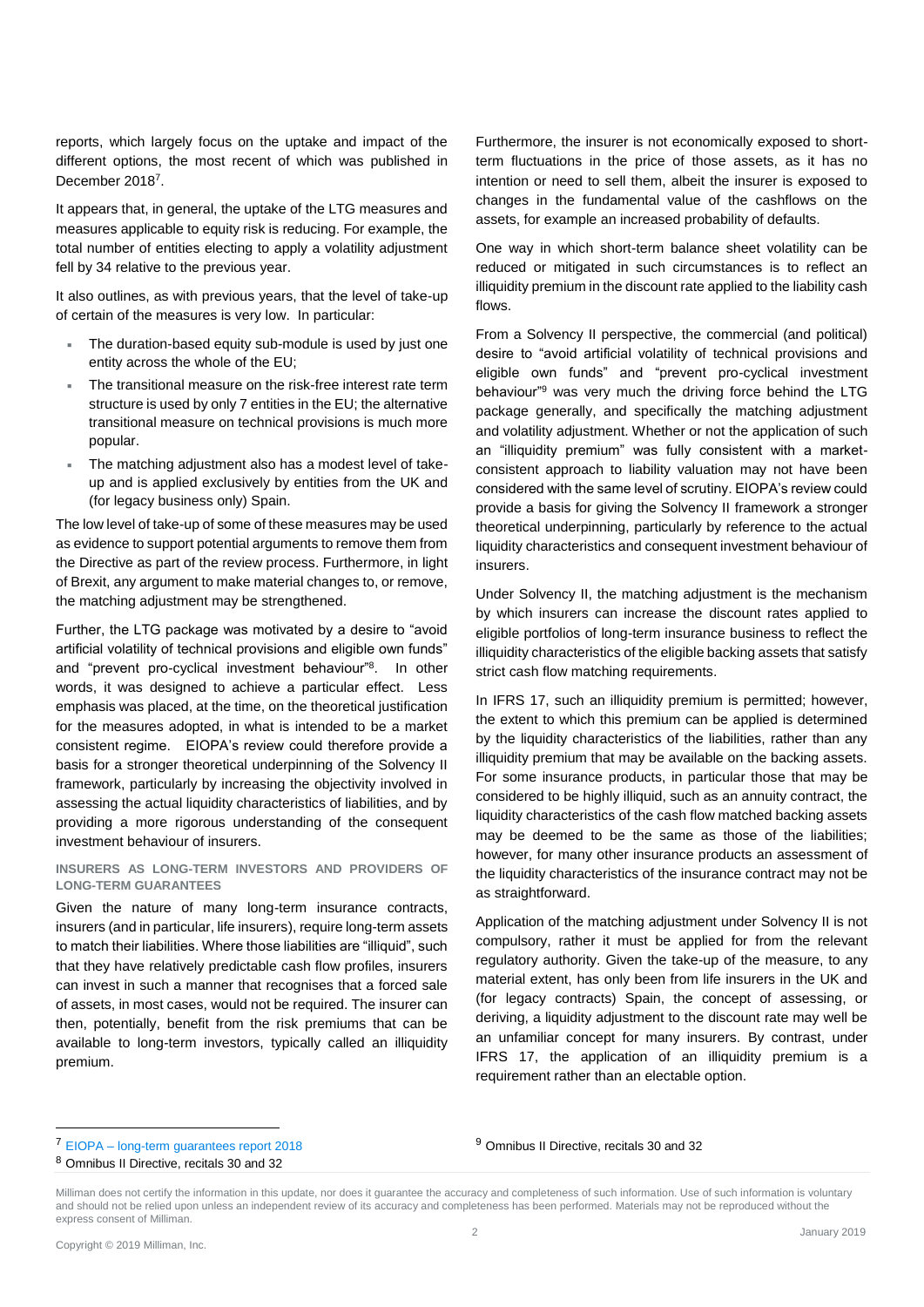reports, which largely focus on the uptake and impact of the different options, the most recent of which was published in December 2018[7].

It appears that, in general, the uptake of the LTG measures and measures applicable to equity risk is reducing. For example, the total number of entities electing to apply a volatility adjustment fell by 34 relative to the previous year.

It also outlines, as with previous years, that the level of take-up of certain of the measures is very low. In particular:

- The duration-based equity sub-module is used by just one entity across the whole of the EU;
- The transitional measure on the risk-free interest rate term structure is used by only 7 entities in the EU; the alternative transitional measure on technical provisions is much more popular.
- The matching adjustment also has a modest level of take-up and is applied exclusively by entities from the UK and (for legacy business only) Spain.

The low level of take-up of some of these measures may be used as evidence to support potential arguments to remove them from the Directive as part of the review process. Furthermore, in light of Brexit, any argument to make material changes to, or remove, the matching adjustment may be strengthened.

Further, the LTG package was motivated by a desire to "avoid artificial volatility of technical provisions and eligible own funds" and "prevent pro-cyclical investment behaviour"[8]. In other words, it was designed to achieve a particular effect. Less emphasis was placed, at the time, on the theoretical justification for the measures adopted, in what is intended to be a market consistent regime. EIOPA's review could therefore provide a basis for a stronger theoretical underpinning of the Solvency II framework, particularly by increasing the objectivity involved in assessing the actual liquidity characteristics of liabilities, and by providing a more rigorous understanding of the consequent investment behaviour of insurers.

### INSURERS AS LONG-TERM INVESTORS AND PROVIDERS OF LONG-TERM GUARANTEES

Given the nature of many long-term insurance contracts, insurers (and in particular, life insurers), require long-term assets to match their liabilities. Where those liabilities are "illiquid", such that they have relatively predictable cash flow profiles, insurers can invest in such a manner that recognises that a forced sale of assets, in most cases, would not be required. The insurer can then, potentially, benefit from the risk premiums that can be available to long-term investors, typically called an illiquidity premium.

Furthermore, the insurer is not economically exposed to short-term fluctuations in the price of those assets, as it has no intention or need to sell them, albeit the insurer is exposed to changes in the fundamental value of the cashflows on the assets, for example an increased probability of defaults.

One way in which short-term balance sheet volatility can be reduced or mitigated in such circumstances is to reflect an illiquidity premium in the discount rate applied to the liability cash flows.

From a Solvency II perspective, the commercial (and political) desire to "avoid artificial volatility of technical provisions and eligible own funds" and "prevent pro-cyclical investment behaviour"[9] was very much the driving force behind the LTG package generally, and specifically the matching adjustment and volatility adjustment. Whether or not the application of such an "illiquidity premium" was fully consistent with a market-consistent approach to liability valuation may not have been considered with the same level of scrutiny. EIOPA's review could provide a basis for giving the Solvency II framework a stronger theoretical underpinning, particularly by reference to the actual liquidity characteristics and consequent investment behaviour of insurers.

Under Solvency II, the matching adjustment is the mechanism by which insurers can increase the discount rates applied to eligible portfolios of long-term insurance business to reflect the illiquidity characteristics of the eligible backing assets that satisfy strict cash flow matching requirements.

In IFRS 17, such an illiquidity premium is permitted; however, the extent to which this premium can be applied is determined by the liquidity characteristics of the liabilities, rather than any illiquidity premium that may be available on the backing assets. For some insurance products, in particular those that may be considered to be highly illiquid, such as an annuity contract, the liquidity characteristics of the cash flow matched backing assets may be deemed to be the same as those of the liabilities; however, for many other insurance products an assessment of the liquidity characteristics of the insurance contract may not be as straightforward.

Application of the matching adjustment under Solvency II is not compulsory, rather it must be applied for from the relevant regulatory authority. Given the take-up of the measure, to any material extent, has only been from life insurers in the UK and (for legacy contracts) Spain, the concept of assessing, or deriving, a liquidity adjustment to the discount rate may well be an unfamiliar concept for many insurers. By contrast, under IFRS 17, the application of an illiquidity premium is a requirement rather than an electable option.

---

[7] EIOPA – long-term guarantees report 2018

[8] Omnibus II Directive, recitals 30 and 32

[9] Omnibus II Directive, recitals 30 and 32

Milliman does not certify the information in this update, nor does it guarantee the accuracy and completeness of such information. Use of such information is voluntary and should not be relied upon unless an independent review of its accuracy and completeness has been performed. Materials may not be reproduced without the express consent of Milliman.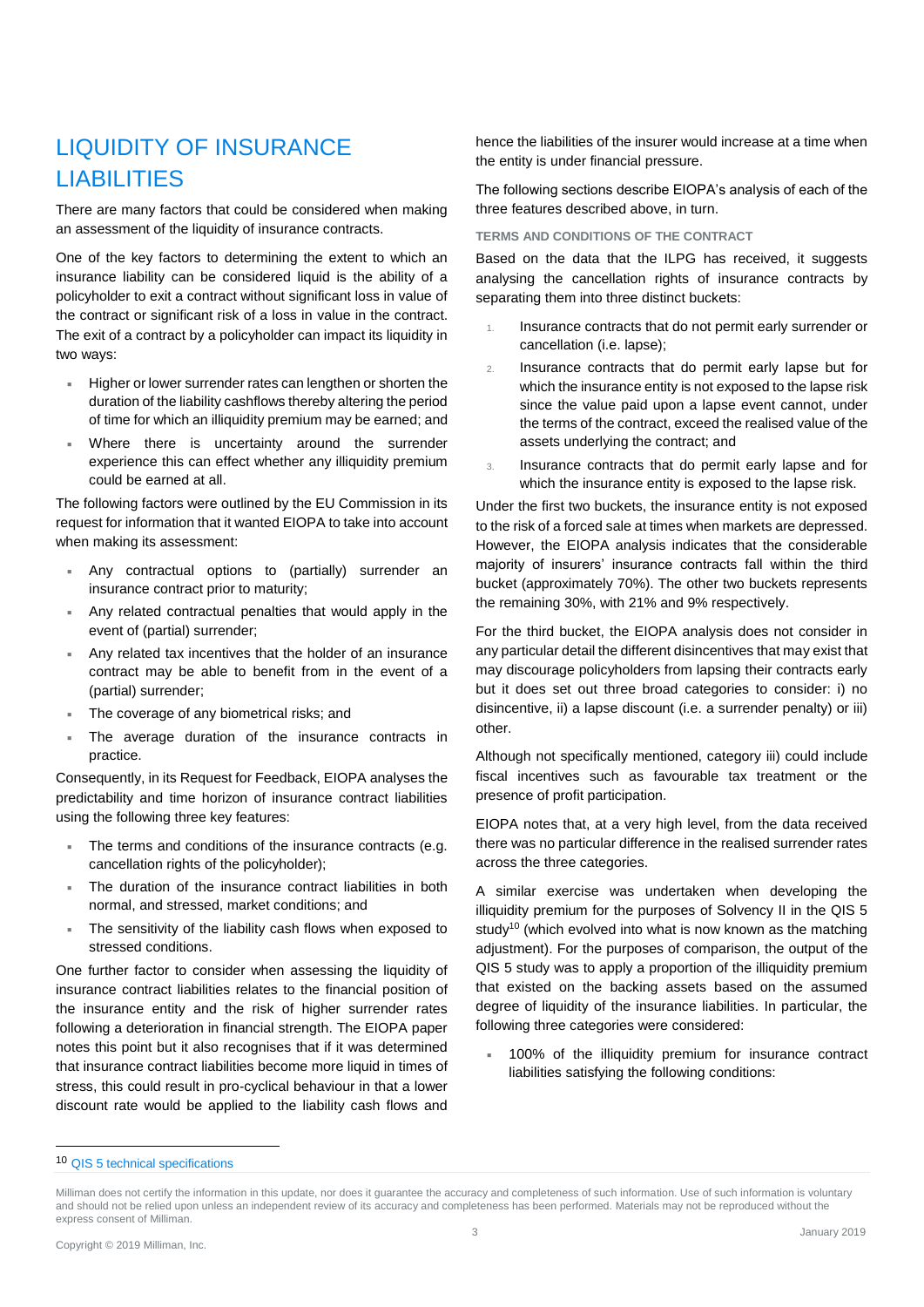## LIQUIDITY OF INSURANCE LIABILITIES

There are many factors that could be considered when making an assessment of the liquidity of insurance contracts.

One of the key factors to determining the extent to which an insurance liability can be considered liquid is the ability of a policyholder to exit a contract without significant loss in value of the contract or significant risk of a loss in value in the contract. The exit of a contract by a policyholder can impact its liquidity in two ways:

- Higher or lower surrender rates can lengthen or shorten the duration of the liability cashflows thereby altering the period of time for which an illiquidity premium may be earned; and
- Where there is uncertainty around the surrender experience this can effect whether any illiquidity premium could be earned at all.

The following factors were outlined by the EU Commission in its request for information that it wanted EIOPA to take into account when making its assessment:

- Any contractual options to (partially) surrender an insurance contract prior to maturity;
- Any related contractual penalties that would apply in the event of (partial) surrender;
- Any related tax incentives that the holder of an insurance contract may be able to benefit from in the event of a (partial) surrender;
- The coverage of any biometrical risks; and
- The average duration of the insurance contracts in practice.

Consequently, in its Request for Feedback, EIOPA analyses the predictability and time horizon of insurance contract liabilities using the following three key features:

- The terms and conditions of the insurance contracts (e.g. cancellation rights of the policyholder);
- The duration of the insurance contract liabilities in both normal, and stressed, market conditions; and
- The sensitivity of the liability cash flows when exposed to stressed conditions.

One further factor to consider when assessing the liquidity of insurance contract liabilities relates to the financial position of the insurance entity and the risk of higher surrender rates following a deterioration in financial strength. The EIOPA paper notes this point but it also recognises that if it was determined that insurance contract liabilities become more liquid in times of stress, this could result in pro-cyclical behaviour in that a lower discount rate would be applied to the liability cash flows and hence the liabilities of the insurer would increase at a time when the entity is under financial pressure.

The following sections describe EIOPA's analysis of each of the three features described above, in turn.

### TERMS AND CONDITIONS OF THE CONTRACT

Based on the data that the ILPG has received, it suggests analysing the cancellation rights of insurance contracts by separating them into three distinct buckets:

1. Insurance contracts that do not permit early surrender or cancellation (i.e. lapse);
2. Insurance contracts that do permit early lapse but for which the insurance entity is not exposed to the lapse risk since the value paid upon a lapse event cannot, under the terms of the contract, exceed the realised value of the assets underlying the contract; and
3. Insurance contracts that do permit early lapse and for which the insurance entity is exposed to the lapse risk.

Under the first two buckets, the insurance entity is not exposed to the risk of a forced sale at times when markets are depressed. However, the EIOPA analysis indicates that the considerable majority of insurers' insurance contracts fall within the third bucket (approximately 70%). The other two buckets represents the remaining 30%, with 21% and 9% respectively.

For the third bucket, the EIOPA analysis does not consider in any particular detail the different disincentives that may exist that may discourage policyholders from lapsing their contracts early but it does set out three broad categories to consider: i) no disincentive, ii) a lapse discount (i.e. a surrender penalty) or iii) other.

Although not specifically mentioned, category iii) could include fiscal incentives such as favourable tax treatment or the presence of profit participation.

EIOPA notes that, at a very high level, from the data received there was no particular difference in the realised surrender rates across the three categories.

A similar exercise was undertaken when developing the illiquidity premium for the purposes of Solvency II in the QIS 5 study[10] (which evolved into what is now known as the matching adjustment). For the purposes of comparison, the output of the QIS 5 study was to apply a proportion of the illiquidity premium that existed on the backing assets based on the assumed degree of liquidity of the insurance liabilities. In particular, the following three categories were considered:

- 100% of the illiquidity premium for insurance contract liabilities satisfying the following conditions:

[10] QIS 5 technical specifications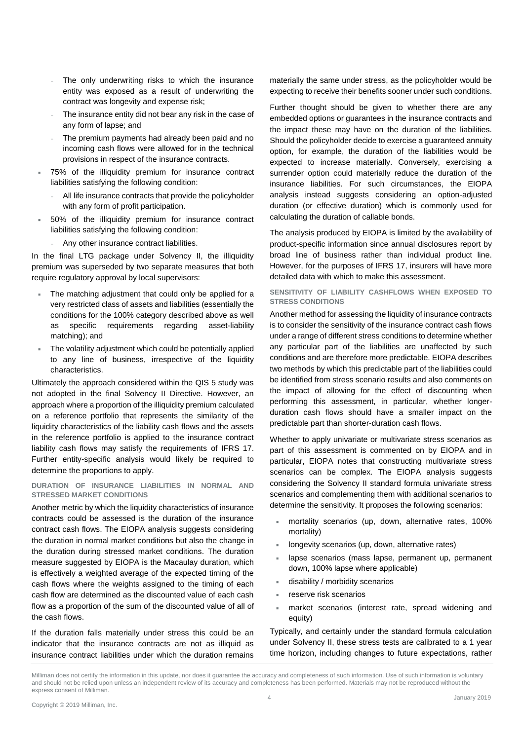- The only underwriting risks to which the insurance entity was exposed as a result of underwriting the contract was longevity and expense risk;
- The insurance entity did not bear any risk in the case of any form of lapse; and
- The premium payments had already been paid and no incoming cash flows were allowed for in the technical provisions in respect of the insurance contracts.

- 75% of the illiquidity premium for insurance contract liabilities satisfying the following condition:
  - All life insurance contracts that provide the policyholder with any form of profit participation.
- 50% of the illiquidity premium for insurance contract liabilities satisfying the following condition:
  - Any other insurance contract liabilities.

In the final LTG package under Solvency II, the illiquidity premium was superseded by two separate measures that both require regulatory approval by local supervisors:

- The matching adjustment that could only be applied for a very restricted class of assets and liabilities (essentially the conditions for the 100% category described above as well as specific requirements regarding asset-liability matching); and
- The volatility adjustment which could be potentially applied to any line of business, irrespective of the liquidity characteristics.

Ultimately the approach considered within the QIS 5 study was not adopted in the final Solvency II Directive. However, an approach where a proportion of the illiquidity premium calculated on a reference portfolio that represents the similarity of the liquidity characteristics of the liability cash flows and the assets in the reference portfolio is applied to the insurance contract liability cash flows may satisfy the requirements of IFRS 17. Further entity-specific analysis would likely be required to determine the proportions to apply.

### DURATION OF INSURANCE LIABILITIES IN NORMAL AND STRESSED MARKET CONDITIONS

Another metric by which the liquidity characteristics of insurance contracts could be assessed is the duration of the insurance contract cash flows. The EIOPA analysis suggests considering the duration in normal market conditions but also the change in the duration during stressed market conditions. The duration measure suggested by EIOPA is the Macaulay duration, which is effectively a weighted average of the expected timing of the cash flows where the weights assigned to the timing of each cash flow are determined as the discounted value of each cash flow as a proportion of the sum of the discounted value of all of the cash flows.

If the duration falls materially under stress this could be an indicator that the insurance contracts are not as illiquid as insurance contract liabilities under which the duration remains materially the same under stress, as the policyholder would be expecting to receive their benefits sooner under such conditions.

Further thought should be given to whether there are any embedded options or guarantees in the insurance contracts and the impact these may have on the duration of the liabilities. Should the policyholder decide to exercise a guaranteed annuity option, for example, the duration of the liabilities would be expected to increase materially. Conversely, exercising a surrender option could materially reduce the duration of the insurance liabilities. For such circumstances, the EIOPA analysis instead suggests considering an option-adjusted duration (or effective duration) which is commonly used for calculating the duration of callable bonds.

The analysis produced by EIOPA is limited by the availability of product-specific information since annual disclosures report by broad line of business rather than individual product line. However, for the purposes of IFRS 17, insurers will have more detailed data with which to make this assessment.

### SENSITIVITY OF LIABILITY CASHFLOWS WHEN EXPOSED TO STRESS CONDITIONS

Another method for assessing the liquidity of insurance contracts is to consider the sensitivity of the insurance contract cash flows under a range of different stress conditions to determine whether any particular part of the liabilities are unaffected by such conditions and are therefore more predictable. EIOPA describes two methods by which this predictable part of the liabilities could be identified from stress scenario results and also comments on the impact of allowing for the effect of discounting when performing this assessment, in particular, whether longer-duration cash flows should have a smaller impact on the predictable part than shorter-duration cash flows.

Whether to apply univariate or multivariate stress scenarios as part of this assessment is commented on by EIOPA and in particular, EIOPA notes that constructing multivariate stress scenarios can be complex. The EIOPA analysis suggests considering the Solvency II standard formula univariate stress scenarios and complementing them with additional scenarios to determine the sensitivity. It proposes the following scenarios:

- mortality scenarios (up, down, alternative rates, 100% mortality)
- longevity scenarios (up, down, alternative rates)
- lapse scenarios (mass lapse, permanent up, permanent down, 100% lapse where applicable)
- disability / morbidity scenarios
- reserve risk scenarios
- market scenarios (interest rate, spread widening and equity)

Typically, and certainly under the standard formula calculation under Solvency II, these stress tests are calibrated to a 1 year time horizon, including changes to future expectations, rather

Milliman does not certify the information in this update, nor does it guarantee the accuracy and completeness of such information. Use of such information is voluntary and should not be relied upon unless an independent review of its accuracy and completeness has been performed. Materials may not be reproduced without the express consent of Milliman.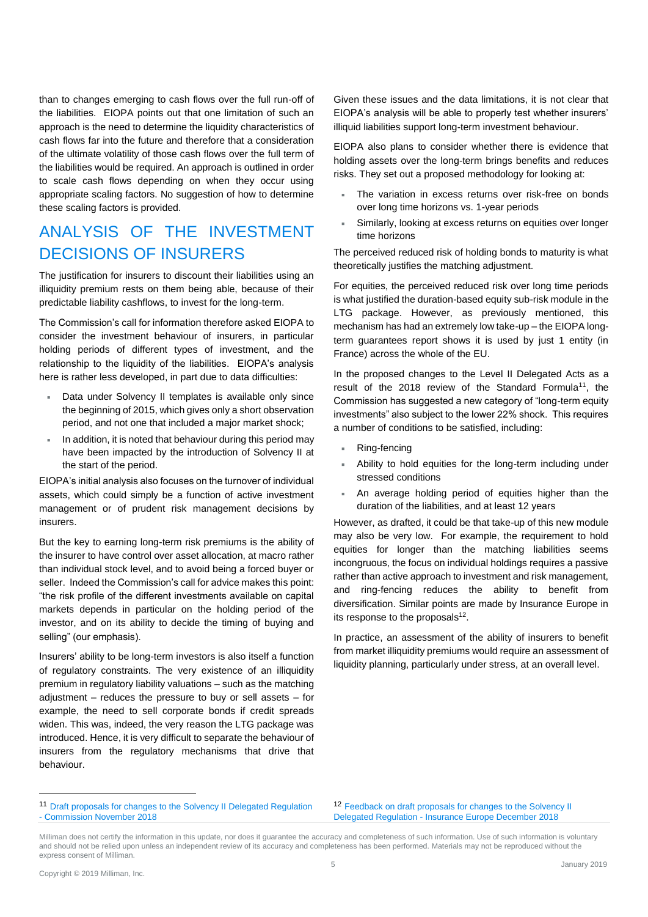than to changes emerging to cash flows over the full run-off of the liabilities. EIOPA points out that one limitation of such an approach is the need to determine the liquidity characteristics of cash flows far into the future and therefore that a consideration of the ultimate volatility of those cash flows over the full term of the liabilities would be required. An approach is outlined in order to scale cash flows depending on when they occur using appropriate scaling factors. No suggestion of how to determine these scaling factors is provided.

## ANALYSIS OF THE INVESTMENT DECISIONS OF INSURERS

The justification for insurers to discount their liabilities using an illiquidity premium rests on them being able, because of their predictable liability cashflows, to invest for the long-term.

The Commission's call for information therefore asked EIOPA to consider the investment behaviour of insurers, in particular holding periods of different types of investment, and the relationship to the liquidity of the liabilities. EIOPA's analysis here is rather less developed, in part due to data difficulties:

- Data under Solvency II templates is available only since the beginning of 2015, which gives only a short observation period, and not one that included a major market shock;
- In addition, it is noted that behaviour during this period may have been impacted by the introduction of Solvency II at the start of the period.

EIOPA's initial analysis also focuses on the turnover of individual assets, which could simply be a function of active investment management or of prudent risk management decisions by insurers.

But the key to earning long-term risk premiums is the ability of the insurer to have control over asset allocation, at macro rather than individual stock level, and to avoid being a forced buyer or seller. Indeed the Commission's call for advice makes this point: "the risk profile of the different investments available on capital markets depends in particular on the holding period of the investor, and on its ability to decide the timing of buying and selling" (our emphasis).

Insurers' ability to be long-term investors is also itself a function of regulatory constraints. The very existence of an illiquidity premium in regulatory liability valuations – such as the matching adjustment – reduces the pressure to buy or sell assets – for example, the need to sell corporate bonds if credit spreads widen. This was, indeed, the very reason the LTG package was introduced. Hence, it is very difficult to separate the behaviour of insurers from the regulatory mechanisms that drive that behaviour.

Given these issues and the data limitations, it is not clear that EIOPA's analysis will be able to properly test whether insurers' illiquid liabilities support long-term investment behaviour.

EIOPA also plans to consider whether there is evidence that holding assets over the long-term brings benefits and reduces risks. They set out a proposed methodology for looking at:

- The variation in excess returns over risk-free on bonds over long time horizons vs. 1-year periods
- Similarly, looking at excess returns on equities over longer time horizons

The perceived reduced risk of holding bonds to maturity is what theoretically justifies the matching adjustment.

For equities, the perceived reduced risk over long time periods is what justified the duration-based equity sub-risk module in the LTG package. However, as previously mentioned, this mechanism has had an extremely low take-up – the EIOPA long-term guarantees report shows it is used by just 1 entity (in France) across the whole of the EU.

In the proposed changes to the Level II Delegated Acts as a result of the 2018 review of the Standard Formula[11], the Commission has suggested a new category of "long-term equity investments" also subject to the lower 22% shock. This requires a number of conditions to be satisfied, including:

- Ring-fencing
- Ability to hold equities for the long-term including under stressed conditions
- An average holding period of equities higher than the duration of the liabilities, and at least 12 years

However, as drafted, it could be that take-up of this new module may also be very low. For example, the requirement to hold equities for longer than the matching liabilities seems incongruous, the focus on individual holdings requires a passive rather than active approach to investment and risk management, and ring-fencing reduces the ability to benefit from diversification. Similar points are made by Insurance Europe in its response to the proposals[12].

In practice, an assessment of the ability of insurers to benefit from market illiquidity premiums would require an assessment of liquidity planning, particularly under stress, at an overall level.

[11] Draft proposals for changes to the Solvency II Delegated Regulation - Commission November 2018

[12] Feedback on draft proposals for changes to the Solvency II Delegated Regulation - Insurance Europe December 2018

Milliman does not certify the information in this update, nor does it guarantee the accuracy and completeness of such information. Use of such information is voluntary and should not be relied upon unless an independent review of its accuracy and completeness has been performed. Materials may not be reproduced without the express consent of Milliman.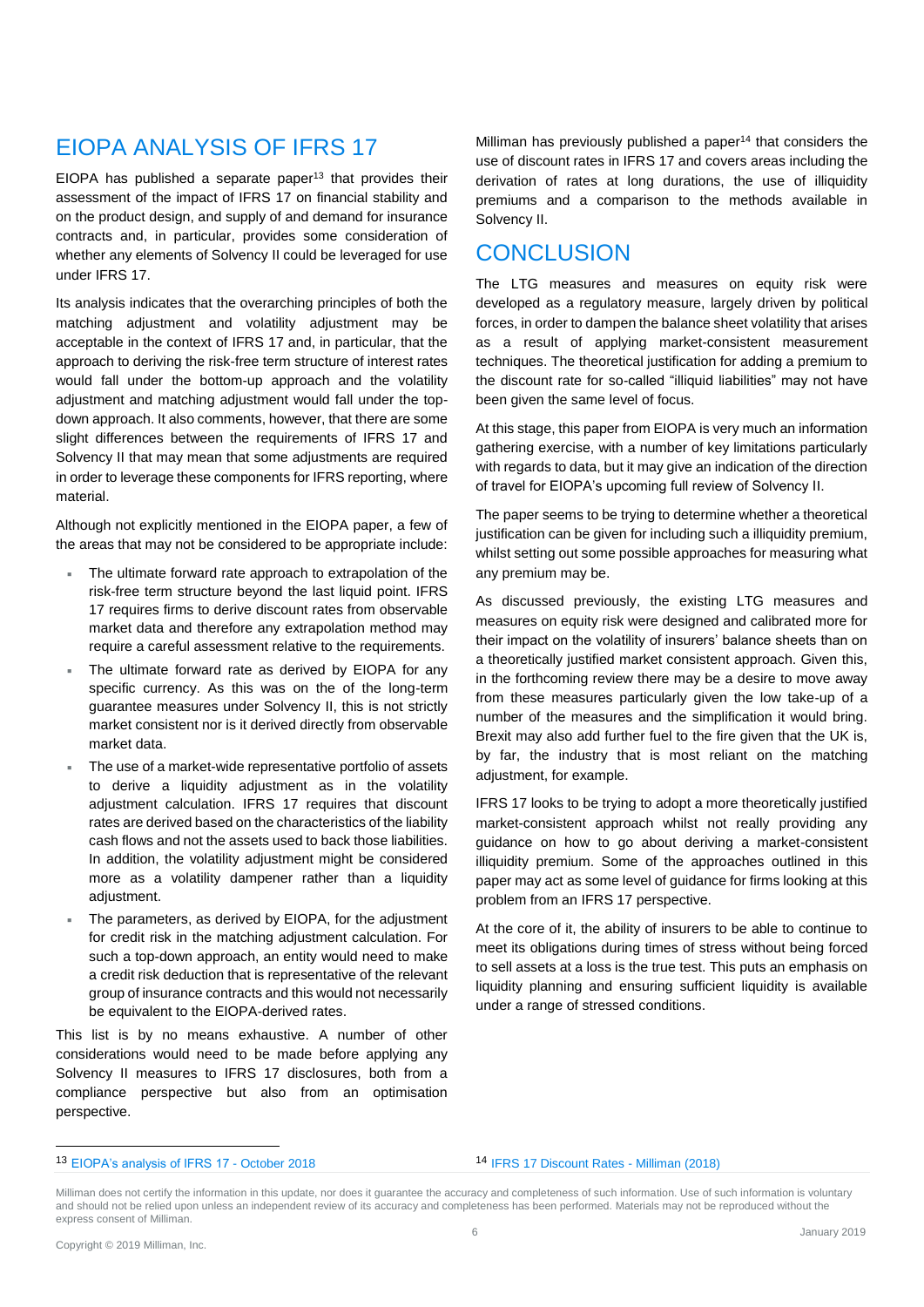## EIOPA ANALYSIS OF IFRS 17

EIOPA has published a separate paper[13] that provides their assessment of the impact of IFRS 17 on financial stability and on the product design, and supply of and demand for insurance contracts and, in particular, provides some consideration of whether any elements of Solvency II could be leveraged for use under IFRS 17.

Its analysis indicates that the overarching principles of both the matching adjustment and volatility adjustment may be acceptable in the context of IFRS 17 and, in particular, that the approach to deriving the risk-free term structure of interest rates would fall under the bottom-up approach and the volatility adjustment and matching adjustment would fall under the top-down approach. It also comments, however, that there are some slight differences between the requirements of IFRS 17 and Solvency II that may mean that some adjustments are required in order to leverage these components for IFRS reporting, where material.

Although not explicitly mentioned in the EIOPA paper, a few of the areas that may not be considered to be appropriate include:

- The ultimate forward rate approach to extrapolation of the risk-free term structure beyond the last liquid point. IFRS 17 requires firms to derive discount rates from observable market data and therefore any extrapolation method may require a careful assessment relative to the requirements.
- The ultimate forward rate as derived by EIOPA for any specific currency. As this was on the of the long-term guarantee measures under Solvency II, this is not strictly market consistent nor is it derived directly from observable market data.
- The use of a market-wide representative portfolio of assets to derive a liquidity adjustment as in the volatility adjustment calculation. IFRS 17 requires that discount rates are derived based on the characteristics of the liability cash flows and not the assets used to back those liabilities. In addition, the volatility adjustment might be considered more as a volatility dampener rather than a liquidity adjustment.
- The parameters, as derived by EIOPA, for the adjustment for credit risk in the matching adjustment calculation. For such a top-down approach, an entity would need to make a credit risk deduction that is representative of the relevant group of insurance contracts and this would not necessarily be equivalent to the EIOPA-derived rates.

This list is by no means exhaustive. A number of other considerations would need to be made before applying any Solvency II measures to IFRS 17 disclosures, both from a compliance perspective but also from an optimisation perspective.

Milliman has previously published a paper[14] that considers the use of discount rates in IFRS 17 and covers areas including the derivation of rates at long durations, the use of illiquidity premiums and a comparison to the methods available in Solvency II.

## CONCLUSION

The LTG measures and measures on equity risk were developed as a regulatory measure, largely driven by political forces, in order to dampen the balance sheet volatility that arises as a result of applying market-consistent measurement techniques. The theoretical justification for adding a premium to the discount rate for so-called "illiquid liabilities" may not have been given the same level of focus.

At this stage, this paper from EIOPA is very much an information gathering exercise, with a number of key limitations particularly with regards to data, but it may give an indication of the direction of travel for EIOPA's upcoming full review of Solvency II.

The paper seems to be trying to determine whether a theoretical justification can be given for including such a illiquidity premium, whilst setting out some possible approaches for measuring what any premium may be.

As discussed previously, the existing LTG measures and measures on equity risk were designed and calibrated more for their impact on the volatility of insurers' balance sheets than on a theoretically justified market consistent approach. Given this, in the forthcoming review there may be a desire to move away from these measures particularly given the low take-up of a number of the measures and the simplification it would bring. Brexit may also add further fuel to the fire given that the UK is, by far, the industry that is most reliant on the matching adjustment, for example.

IFRS 17 looks to be trying to adopt a more theoretically justified market-consistent approach whilst not really providing any guidance on how to go about deriving a market-consistent illiquidity premium. Some of the approaches outlined in this paper may act as some level of guidance for firms looking at this problem from an IFRS 17 perspective.

At the core of it, the ability of insurers to be able to continue to meet its obligations during times of stress without being forced to sell assets at a loss is the true test. This puts an emphasis on liquidity planning and ensuring sufficient liquidity is available under a range of stressed conditions.

---

[13] EIOPA's analysis of IFRS 17 - October 2018

[14] IFRS 17 Discount Rates - Milliman (2018)

Milliman does not certify the information in this update, nor does it guarantee the accuracy and completeness of such information. Use of such information is voluntary and should not be relied upon unless an independent review of its accuracy and completeness has been performed. Materials may not be reproduced without the express consent of Milliman.

Copyright © 2019 Milliman, Inc.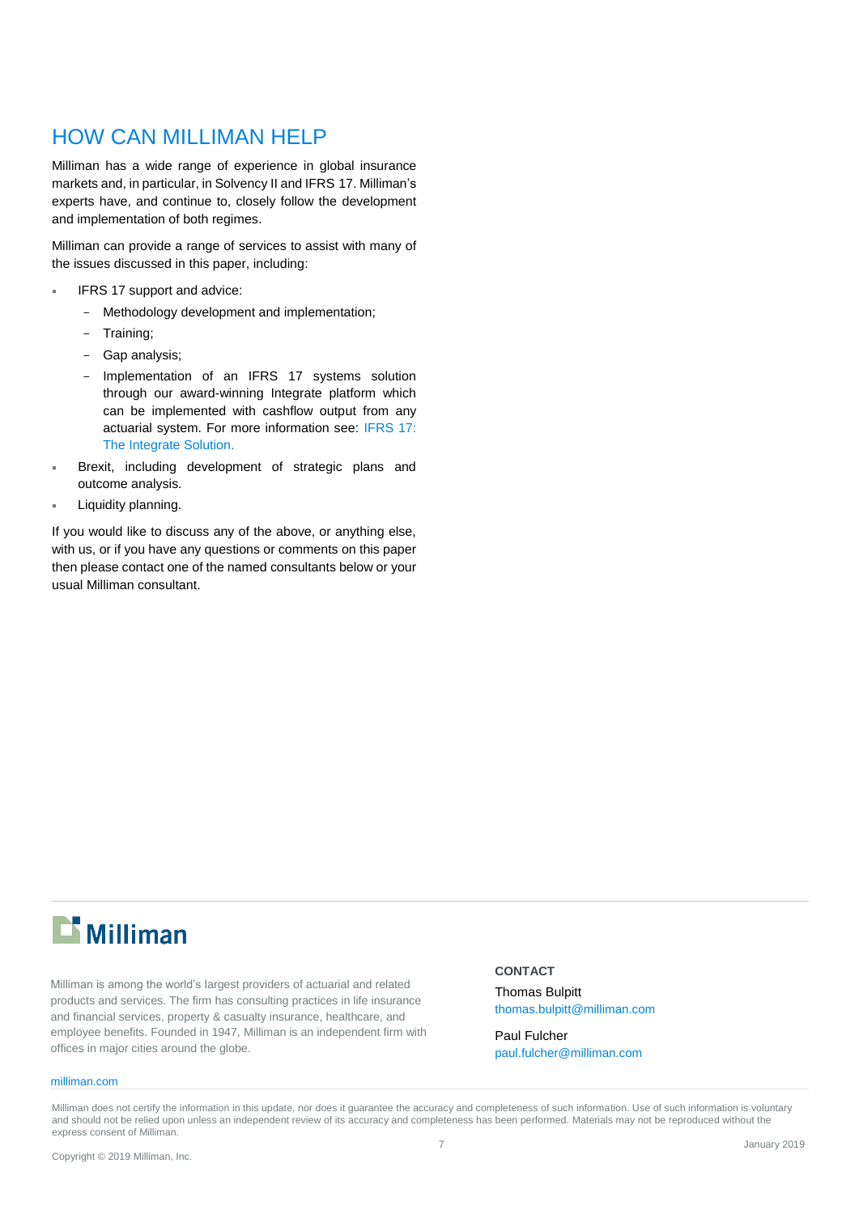## HOW CAN MILLIMAN HELP

Milliman has a wide range of experience in global insurance markets and, in particular, in Solvency II and IFRS 17. Milliman's experts have, and continue to, closely follow the development and implementation of both regimes.

Milliman can provide a range of services to assist with many of the issues discussed in this paper, including:

- IFRS 17 support and advice:
  - Methodology development and implementation;
  - Training;
  - Gap analysis;
  - Implementation of an IFRS 17 systems solution through our award-winning Integrate platform which can be implemented with cashflow output from any actuarial system. For more information see: IFRS 17: The Integrate Solution.
- Brexit, including development of strategic plans and outcome analysis.
- Liquidity planning.

If you would like to discuss any of the above, or anything else, with us, or if you have any questions or comments on this paper then please contact one of the named consultants below or your usual Milliman consultant.

Milliman

Milliman is among the world's largest providers of actuarial and related products and services. The firm has consulting practices in life insurance and financial services, property & casualty insurance, healthcare, and employee benefits. Founded in 1947, Milliman is an independent firm with offices in major cities around the globe.

milliman.com

**CONTACT**

Thomas Bulpitt
thomas.bulpitt@milliman.com

Paul Fulcher
paul.fulcher@milliman.com

Milliman does not certify the information in this update, nor does it guarantee the accuracy and completeness of such information. Use of such information is voluntary and should not be relied upon unless an independent review of its accuracy and completeness has been performed. Materials may not be reproduced without the express consent of Milliman.

Copyright © 2019 Milliman, Inc.

January 2019